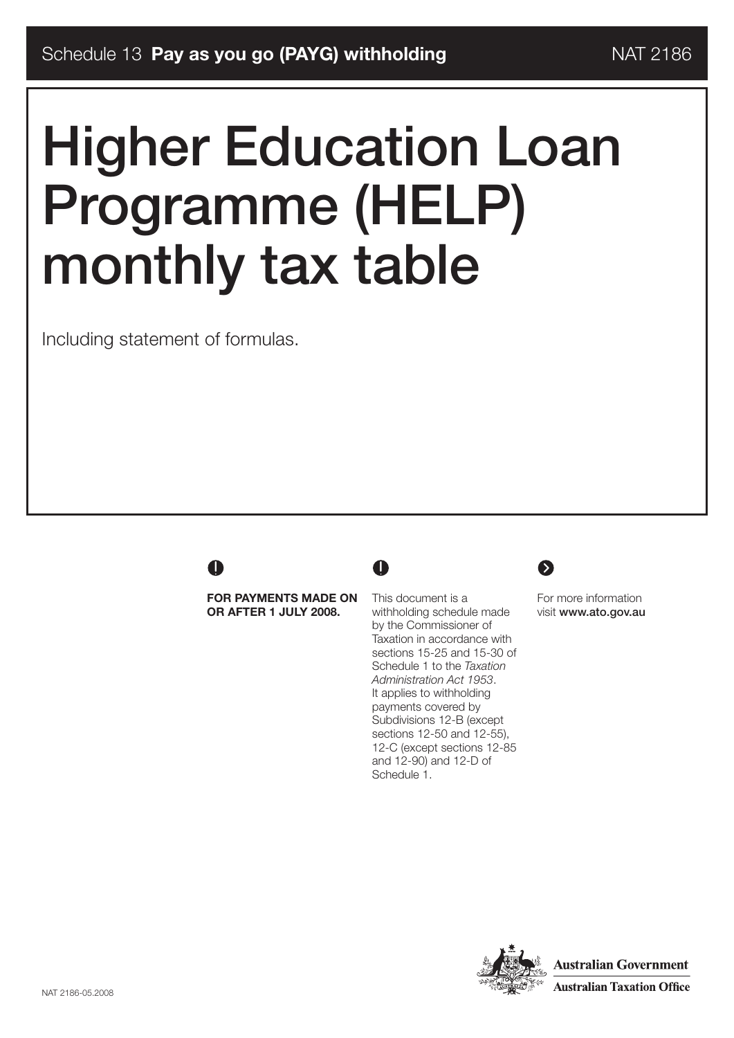Schedule 13 **Pay as you go (PAYG) withholding** NAT 2186

# Higher Education Loan Programme (HELP) monthly tax table

Including statement of formulas.

**FOR PAYMENTS MADE ON OR AFTER 1 JULY 2008.**

This document is a withholding schedule made by the Commissioner of Taxation in accordance with sections 15-25 and 15-30 of Schedule 1 to the *Taxation Administration Act 1953*. It applies to withholding payments covered by Subdivisions 12-B (except sections 12-50 and 12-55), 12-C (except sections 12-85 and 12-90) and 12-D of Schedule 1.

For more information visit **www.ato.gov.au**

NAT 2186-05.2008

**Australian Government**
**Australian Taxation Office**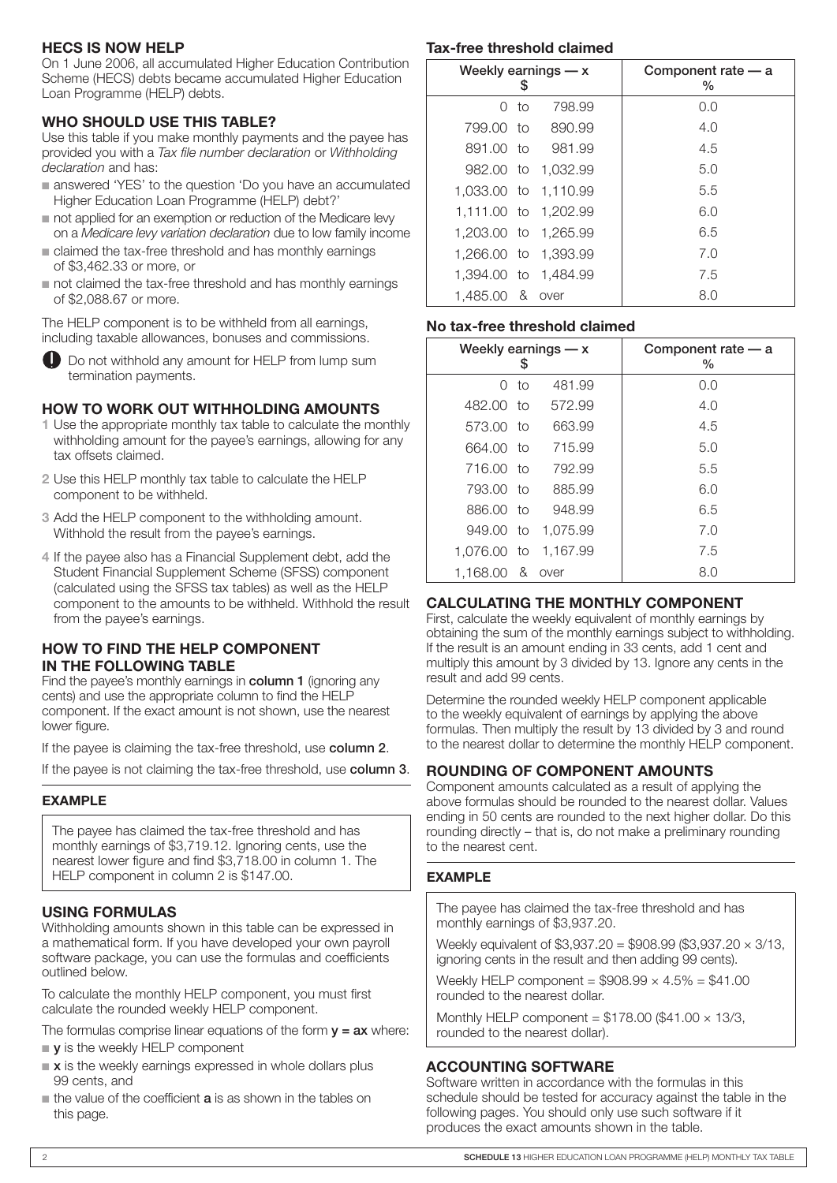## HECS IS NOW HELP

On 1 June 2006, all accumulated Higher Education Contribution Scheme (HECS) debts became accumulated Higher Education Loan Programme (HELP) debts.

## WHO SHOULD USE THIS TABLE?

Use this table if you make monthly payments and the payee has provided you with a *Tax file number declaration* or *Withholding declaration* and has:

- answered 'YES' to the question 'Do you have an accumulated Higher Education Loan Programme (HELP) debt?'
- not applied for an exemption or reduction of the Medicare levy on a *Medicare levy variation declaration* due to low family income
- claimed the tax-free threshold and has monthly earnings of $3,462.33 or more, or
- not claimed the tax-free threshold and has monthly earnings of $2,088.67 or more.

The HELP component is to be withheld from all earnings, including taxable allowances, bonuses and commissions.

Do not withhold any amount for HELP from lump sum termination payments.

## HOW TO WORK OUT WITHHOLDING AMOUNTS

1. Use the appropriate monthly tax table to calculate the monthly withholding amount for the payee's earnings, allowing for any tax offsets claimed.
2. Use this HELP monthly tax table to calculate the HELP component to be withheld.
3. Add the HELP component to the withholding amount. Withhold the result from the payee's earnings.
4. If the payee also has a Financial Supplement debt, add the Student Financial Supplement Scheme (SFSS) component (calculated using the SFSS tax tables) as well as the HELP component to the amounts to be withheld. Withhold the result from the payee's earnings.

## HOW TO FIND THE HELP COMPONENT IN THE FOLLOWING TABLE

Find the payee's monthly earnings in **column 1** (ignoring any cents) and use the appropriate column to find the HELP component. If the exact amount is not shown, use the nearest lower figure.

If the payee is claiming the tax-free threshold, use **column 2**.

If the payee is not claiming the tax-free threshold, use **column 3**.

### EXAMPLE

The payee has claimed the tax-free threshold and has monthly earnings of $3,719.12. Ignoring cents, use the nearest lower figure and find $3,718.00 in column 1. The HELP component in column 2 is $147.00.

## USING FORMULAS

Withholding amounts shown in this table can be expressed in a mathematical form. If you have developed your own payroll software package, you can use the formulas and coefficients outlined below.

To calculate the monthly HELP component, you must first calculate the rounded weekly HELP component.

The formulas comprise linear equations of the form $y = ax$ where:

- **y** is the weekly HELP component
- **x** is the weekly earnings expressed in whole dollars plus 99 cents, and
- the value of the coefficient **a** is as shown in the tables on this page.

### Tax-free threshold claimed

| Weekly earnings — x $ | Component rate — a % |
|---|---|
| 0 to 798.99 | 0.0 |
| 799.00 to 890.99 | 4.0 |
| 891.00 to 981.99 | 4.5 |
| 982.00 to 1,032.99 | 5.0 |
| 1,033.00 to 1,110.99 | 5.5 |
| 1,111.00 to 1,202.99 | 6.0 |
| 1,203.00 to 1,265.99 | 6.5 |
| 1,266.00 to 1,393.99 | 7.0 |
| 1,394.00 to 1,484.99 | 7.5 |
| 1,485.00 & over | 8.0 |

### No tax-free threshold claimed

| Weekly earnings — x $ | Component rate — a % |
|---|---|
| 0 to 481.99 | 0.0 |
| 482.00 to 572.99 | 4.0 |
| 573.00 to 663.99 | 4.5 |
| 664.00 to 715.99 | 5.0 |
| 716.00 to 792.99 | 5.5 |
| 793.00 to 885.99 | 6.0 |
| 886.00 to 948.99 | 6.5 |
| 949.00 to 1,075.99 | 7.0 |
| 1,076.00 to 1,167.99 | 7.5 |
| 1,168.00 & over | 8.0 |

## CALCULATING THE MONTHLY COMPONENT

First, calculate the weekly equivalent of monthly earnings by obtaining the sum of the monthly earnings subject to withholding. If the result is an amount ending in 33 cents, add 1 cent and multiply this amount by 3 divided by 13. Ignore any cents in the result and add 99 cents.

Determine the rounded weekly HELP component applicable to the weekly equivalent of earnings by applying the above formulas. Then multiply the result by 13 divided by 3 and round to the nearest dollar to determine the monthly HELP component.

## ROUNDING OF COMPONENT AMOUNTS

Component amounts calculated as a result of applying the above formulas should be rounded to the nearest dollar. Values ending in 50 cents are rounded to the next higher dollar. Do this rounding directly – that is, do not make a preliminary rounding to the nearest cent.

### EXAMPLE

The payee has claimed the tax-free threshold and has monthly earnings of $3,937.20.

Weekly equivalent of $3,937.20 = $908.99 ($3,937.20 × 3/13, ignoring cents in the result and then adding 99 cents).

Weekly HELP component = $908.99 × 4.5% = $41.00 rounded to the nearest dollar.

Monthly HELP component = $178.00 ($41.00 × 13/3, rounded to the nearest dollar).

## ACCOUNTING SOFTWARE

Software written in accordance with the formulas in this schedule should be tested for accuracy against the table in the following pages. You should only use such software if it produces the exact amounts shown in the table.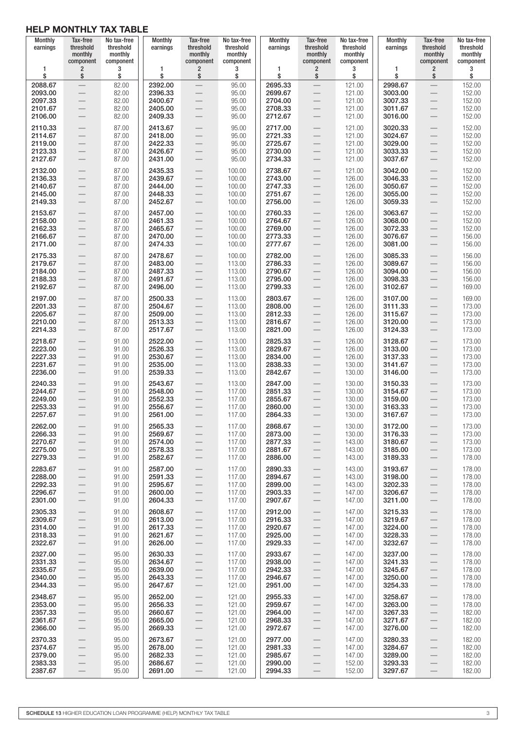## HELP MONTHLY TAX TABLE

| Monthly earnings | Tax-free threshold monthly component | No tax-free threshold monthly component | Monthly earnings | Tax-free threshold monthly component | No tax-free threshold monthly component | Monthly earnings | Tax-free threshold monthly component | No tax-free threshold monthly component | Monthly earnings | Tax-free threshold monthly component | No tax-free threshold monthly component |
|---|---|---|---|---|---|---|---|---|---|---|---|
| 1 | 2 | 3 | 1 | 2 | 3 | 1 | 2 | 3 | 1 | 2 | 3 |
| $ | $ | $ | $ | $ | $ | $ | $ | $ | $ | $ | $ |
| 2088.67 | — | 82.00 | 2392.00 | — | 95.00 | 2695.33 | — | 121.00 | 2998.67 | — | 152.00 |
| 2093.00 | — | 82.00 | 2396.33 | — | 95.00 | 2699.67 | — | 121.00 | 3003.00 | — | 152.00 |
| 2097.33 | — | 82.00 | 2400.67 | — | 95.00 | 2704.00 | — | 121.00 | 3007.33 | — | 152.00 |
| 2101.67 | — | 82.00 | 2405.00 | — | 95.00 | 2708.33 | — | 121.00 | 3011.67 | — | 152.00 |
| 2106.00 | — | 82.00 | 2409.33 | — | 95.00 | 2712.67 | — | 121.00 | 3016.00 | — | 152.00 |
| 2110.33 | — | 87.00 | 2413.67 | — | 95.00 | 2717.00 | — | 121.00 | 3020.33 | — | 152.00 |
| 2114.67 | — | 87.00 | 2418.00 | — | 95.00 | 2721.33 | — | 121.00 | 3024.67 | — | 152.00 |
| 2119.00 | — | 87.00 | 2422.33 | — | 95.00 | 2725.67 | — | 121.00 | 3029.00 | — | 152.00 |
| 2123.33 | — | 87.00 | 2426.67 | — | 95.00 | 2730.00 | — | 121.00 | 3033.33 | — | 152.00 |
| 2127.67 | — | 87.00 | 2431.00 | — | 95.00 | 2734.33 | — | 121.00 | 3037.67 | — | 152.00 |
| 2132.00 | — | 87.00 | 2435.33 | — | 100.00 | 2738.67 | — | 121.00 | 3042.00 | — | 152.00 |
| 2136.33 | — | 87.00 | 2439.67 | — | 100.00 | 2743.00 | — | 126.00 | 3046.33 | — | 152.00 |
| 2140.67 | — | 87.00 | 2444.00 | — | 100.00 | 2747.33 | — | 126.00 | 3050.67 | — | 152.00 |
| 2145.00 | — | 87.00 | 2448.33 | — | 100.00 | 2751.67 | — | 126.00 | 3055.00 | — | 152.00 |
| 2149.33 | — | 87.00 | 2452.67 | — | 100.00 | 2756.00 | — | 126.00 | 3059.33 | — | 152.00 |
| 2153.67 | — | 87.00 | 2457.00 | — | 100.00 | 2760.33 | — | 126.00 | 3063.67 | — | 152.00 |
| 2158.00 | — | 87.00 | 2461.33 | — | 100.00 | 2764.67 | — | 126.00 | 3068.00 | — | 152.00 |
| 2162.33 | — | 87.00 | 2465.67 | — | 100.00 | 2769.00 | — | 126.00 | 3072.33 | — | 152.00 |
| 2166.67 | — | 87.00 | 2470.00 | — | 100.00 | 2773.33 | — | 126.00 | 3076.67 | — | 156.00 |
| 2171.00 | — | 87.00 | 2474.33 | — | 100.00 | 2777.67 | — | 126.00 | 3081.00 | — | 156.00 |
| 2175.33 | — | 87.00 | 2478.67 | — | 100.00 | 2782.00 | — | 126.00 | 3085.33 | — | 156.00 |
| 2179.67 | — | 87.00 | 2483.00 | — | 113.00 | 2786.33 | — | 126.00 | 3089.67 | — | 156.00 |
| 2184.00 | — | 87.00 | 2487.33 | — | 113.00 | 2790.67 | — | 126.00 | 3094.00 | — | 156.00 |
| 2188.33 | — | 87.00 | 2491.67 | — | 113.00 | 2795.00 | — | 126.00 | 3098.33 | — | 156.00 |
| 2192.67 | — | 87.00 | 2496.00 | — | 113.00 | 2799.33 | — | 126.00 | 3102.67 | — | 169.00 |
| 2197.00 | — | 87.00 | 2500.33 | — | 113.00 | 2803.67 | — | 126.00 | 3107.00 | — | 169.00 |
| 2201.33 | — | 87.00 | 2504.67 | — | 113.00 | 2808.00 | — | 126.00 | 3111.33 | — | 173.00 |
| 2205.67 | — | 87.00 | 2509.00 | — | 113.00 | 2812.33 | — | 126.00 | 3115.67 | — | 173.00 |
| 2210.00 | — | 87.00 | 2513.33 | — | 113.00 | 2816.67 | — | 126.00 | 3120.00 | — | 173.00 |
| 2214.33 | — | 87.00 | 2517.67 | — | 113.00 | 2821.00 | — | 126.00 | 3124.33 | — | 173.00 |
| 2218.67 | — | 91.00 | 2522.00 | — | 113.00 | 2825.33 | — | 126.00 | 3128.67 | — | 173.00 |
| 2223.00 | — | 91.00 | 2526.33 | — | 113.00 | 2829.67 | — | 126.00 | 3133.00 | — | 173.00 |
| 2227.33 | — | 91.00 | 2530.67 | — | 113.00 | 2834.00 | — | 126.00 | 3137.33 | — | 173.00 |
| 2231.67 | — | 91.00 | 2535.00 | — | 113.00 | 2838.33 | — | 130.00 | 3141.67 | — | 173.00 |
| 2236.00 | — | 91.00 | 2539.33 | — | 113.00 | 2842.67 | — | 130.00 | 3146.00 | — | 173.00 |
| 2240.33 | — | 91.00 | 2543.67 | — | 113.00 | 2847.00 | — | 130.00 | 3150.33 | — | 173.00 |
| 2244.67 | — | 91.00 | 2548.00 | — | 117.00 | 2851.33 | — | 130.00 | 3154.67 | — | 173.00 |
| 2249.00 | — | 91.00 | 2552.33 | — | 117.00 | 2855.67 | — | 130.00 | 3159.00 | — | 173.00 |
| 2253.33 | — | 91.00 | 2556.67 | — | 117.00 | 2860.00 | — | 130.00 | 3163.33 | — | 173.00 |
| 2257.67 | — | 91.00 | 2561.00 | — | 117.00 | 2864.33 | — | 130.00 | 3167.67 | — | 173.00 |
| 2262.00 | — | 91.00 | 2565.33 | — | 117.00 | 2868.67 | — | 130.00 | 3172.00 | — | 173.00 |
| 2266.33 | — | 91.00 | 2569.67 | — | 117.00 | 2873.00 | — | 130.00 | 3176.33 | — | 173.00 |
| 2270.67 | — | 91.00 | 2574.00 | — | 117.00 | 2877.33 | — | 143.00 | 3180.67 | — | 173.00 |
| 2275.00 | — | 91.00 | 2578.33 | — | 117.00 | 2881.67 | — | 143.00 | 3185.00 | — | 173.00 |
| 2279.33 | — | 91.00 | 2582.67 | — | 117.00 | 2886.00 | — | 143.00 | 3189.33 | — | 178.00 |
| 2283.67 | — | 91.00 | 2587.00 | — | 117.00 | 2890.33 | — | 143.00 | 3193.67 | — | 178.00 |
| 2288.00 | — | 91.00 | 2591.33 | — | 117.00 | 2894.67 | — | 143.00 | 3198.00 | — | 178.00 |
| 2292.33 | — | 91.00 | 2595.67 | — | 117.00 | 2899.00 | — | 143.00 | 3202.33 | — | 178.00 |
| 2296.67 | — | 91.00 | 2600.00 | — | 117.00 | 2903.33 | — | 147.00 | 3206.67 | — | 178.00 |
| 2301.00 | — | 91.00 | 2604.33 | — | 117.00 | 2907.67 | — | 147.00 | 3211.00 | — | 178.00 |
| 2305.33 | — | 91.00 | 2608.67 | — | 117.00 | 2912.00 | — | 147.00 | 3215.33 | — | 178.00 |
| 2309.67 | — | 91.00 | 2613.00 | — | 117.00 | 2916.33 | — | 147.00 | 3219.67 | — | 178.00 |
| 2314.00 | — | 91.00 | 2617.33 | — | 117.00 | 2920.67 | — | 147.00 | 3224.00 | — | 178.00 |
| 2318.33 | — | 91.00 | 2621.67 | — | 117.00 | 2925.00 | — | 147.00 | 3228.33 | — | 178.00 |
| 2322.67 | — | 91.00 | 2626.00 | — | 117.00 | 2929.33 | — | 147.00 | 3232.67 | — | 178.00 |
| 2327.00 | — | 95.00 | 2630.33 | — | 117.00 | 2933.67 | — | 147.00 | 3237.00 | — | 178.00 |
| 2331.33 | — | 95.00 | 2634.67 | — | 117.00 | 2938.00 | — | 147.00 | 3241.33 | — | 178.00 |
| 2335.67 | — | 95.00 | 2639.00 | — | 117.00 | 2942.33 | — | 147.00 | 3245.67 | — | 178.00 |
| 2340.00 | — | 95.00 | 2643.33 | — | 117.00 | 2946.67 | — | 147.00 | 3250.00 | — | 178.00 |
| 2344.33 | — | 95.00 | 2647.67 | — | 121.00 | 2951.00 | — | 147.00 | 3254.33 | — | 178.00 |
| 2348.67 | — | 95.00 | 2652.00 | — | 121.00 | 2955.33 | — | 147.00 | 3258.67 | — | 178.00 |
| 2353.00 | — | 95.00 | 2656.33 | — | 121.00 | 2959.67 | — | 147.00 | 3263.00 | — | 178.00 |
| 2357.33 | — | 95.00 | 2660.67 | — | 121.00 | 2964.00 | — | 147.00 | 3267.33 | — | 182.00 |
| 2361.67 | — | 95.00 | 2665.00 | — | 121.00 | 2968.33 | — | 147.00 | 3271.67 | — | 182.00 |
| 2366.00 | — | 95.00 | 2669.33 | — | 121.00 | 2972.67 | — | 147.00 | 3276.00 | — | 182.00 |
| 2370.33 | — | 95.00 | 2673.67 | — | 121.00 | 2977.00 | — | 147.00 | 3280.33 | — | 182.00 |
| 2374.67 | — | 95.00 | 2678.00 | — | 121.00 | 2981.33 | — | 147.00 | 3284.67 | — | 182.00 |
| 2379.00 | — | 95.00 | 2682.33 | — | 121.00 | 2985.67 | — | 147.00 | 3289.00 | — | 182.00 |
| 2383.33 | — | 95.00 | 2686.67 | — | 121.00 | 2990.00 | — | 152.00 | 3293.33 | — | 182.00 |
| 2387.67 | — | 95.00 | 2691.00 | — | 121.00 | 2994.33 | — | 152.00 | 3297.67 | — | 182.00 |

**SCHEDULE 13** HIGHER EDUCATION LOAN PROGRAMME (HELP) MONTHLY TAX TABLE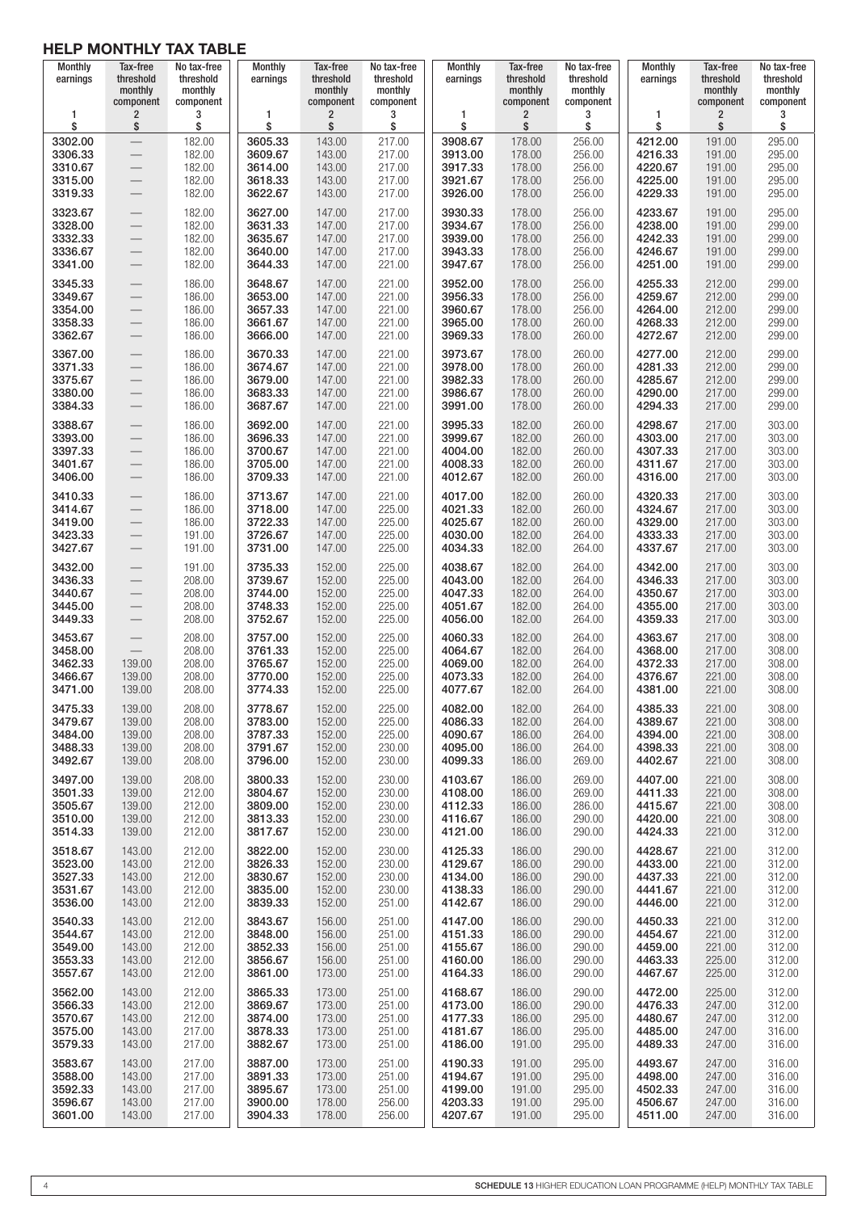## HELP MONTHLY TAX TABLE

| Monthly earnings | Tax-free threshold monthly component | No tax-free threshold monthly component | Monthly earnings | Tax-free threshold monthly component | No tax-free threshold monthly component | Monthly earnings | Tax-free threshold monthly component | No tax-free threshold monthly component | Monthly earnings | Tax-free threshold monthly component | No tax-free threshold monthly component |
|---|---|---|---|---|---|---|---|---|---|---|---|
| 1 | 2 | 3 | 1 | 2 | 3 | 1 | 2 | 3 | 1 | 2 | 3 |
| $ | $ | $ | $ | $ | $ | $ | $ | $ | $ | $ | $ |
| 3302.00 | — | 182.00 | 3605.33 | 143.00 | 217.00 | 3908.67 | 178.00 | 256.00 | 4212.00 | 191.00 | 295.00 |
| 3306.33 | — | 182.00 | 3609.67 | 143.00 | 217.00 | 3913.00 | 178.00 | 256.00 | 4216.33 | 191.00 | 295.00 |
| 3310.67 | — | 182.00 | 3614.00 | 143.00 | 217.00 | 3917.33 | 178.00 | 256.00 | 4220.67 | 191.00 | 295.00 |
| 3315.00 | — | 182.00 | 3618.33 | 143.00 | 217.00 | 3921.67 | 178.00 | 256.00 | 4225.00 | 191.00 | 295.00 |
| 3319.33 | — | 182.00 | 3622.67 | 143.00 | 217.00 | 3926.00 | 178.00 | 256.00 | 4229.33 | 191.00 | 295.00 |
| 3323.67 | — | 182.00 | 3627.00 | 147.00 | 217.00 | 3930.33 | 178.00 | 256.00 | 4233.67 | 191.00 | 295.00 |
| 3328.00 | — | 182.00 | 3631.33 | 147.00 | 217.00 | 3934.67 | 178.00 | 256.00 | 4238.00 | 191.00 | 299.00 |
| 3332.33 | — | 182.00 | 3635.67 | 147.00 | 217.00 | 3939.00 | 178.00 | 256.00 | 4242.33 | 191.00 | 299.00 |
| 3336.67 | — | 182.00 | 3640.00 | 147.00 | 217.00 | 3943.33 | 178.00 | 256.00 | 4246.67 | 191.00 | 299.00 |
| 3341.00 | — | 182.00 | 3644.33 | 147.00 | 221.00 | 3947.67 | 178.00 | 256.00 | 4251.00 | 191.00 | 299.00 |
| 3345.33 | — | 186.00 | 3648.67 | 147.00 | 221.00 | 3952.00 | 178.00 | 256.00 | 4255.33 | 212.00 | 299.00 |
| 3349.67 | — | 186.00 | 3653.00 | 147.00 | 221.00 | 3956.33 | 178.00 | 256.00 | 4259.67 | 212.00 | 299.00 |
| 3354.00 | — | 186.00 | 3657.33 | 147.00 | 221.00 | 3960.67 | 178.00 | 256.00 | 4264.00 | 212.00 | 299.00 |
| 3358.33 | — | 186.00 | 3661.67 | 147.00 | 221.00 | 3965.00 | 178.00 | 260.00 | 4268.33 | 212.00 | 299.00 |
| 3362.67 | — | 186.00 | 3666.00 | 147.00 | 221.00 | 3969.33 | 178.00 | 260.00 | 4272.67 | 212.00 | 299.00 |
| 3367.00 | — | 186.00 | 3670.33 | 147.00 | 221.00 | 3973.67 | 178.00 | 260.00 | 4277.00 | 212.00 | 299.00 |
| 3371.33 | — | 186.00 | 3674.67 | 147.00 | 221.00 | 3978.00 | 178.00 | 260.00 | 4281.33 | 212.00 | 299.00 |
| 3375.67 | — | 186.00 | 3679.00 | 147.00 | 221.00 | 3982.33 | 178.00 | 260.00 | 4285.67 | 212.00 | 299.00 |
| 3380.00 | — | 186.00 | 3683.33 | 147.00 | 221.00 | 3986.67 | 178.00 | 260.00 | 4290.00 | 217.00 | 299.00 |
| 3384.33 | — | 186.00 | 3687.67 | 147.00 | 221.00 | 3991.00 | 178.00 | 260.00 | 4294.33 | 217.00 | 299.00 |
| 3388.67 | — | 186.00 | 3692.00 | 147.00 | 221.00 | 3995.33 | 182.00 | 260.00 | 4298.67 | 217.00 | 303.00 |
| 3393.00 | — | 186.00 | 3696.33 | 147.00 | 221.00 | 3999.67 | 182.00 | 260.00 | 4303.00 | 217.00 | 303.00 |
| 3397.33 | — | 186.00 | 3700.67 | 147.00 | 221.00 | 4004.00 | 182.00 | 260.00 | 4307.33 | 217.00 | 303.00 |
| 3401.67 | — | 186.00 | 3705.00 | 147.00 | 221.00 | 4008.33 | 182.00 | 260.00 | 4311.67 | 217.00 | 303.00 |
| 3406.00 | — | 186.00 | 3709.33 | 147.00 | 221.00 | 4012.67 | 182.00 | 260.00 | 4316.00 | 217.00 | 303.00 |
| 3410.33 | — | 186.00 | 3713.67 | 147.00 | 221.00 | 4017.00 | 182.00 | 260.00 | 4320.33 | 217.00 | 303.00 |
| 3414.67 | — | 186.00 | 3718.00 | 147.00 | 225.00 | 4021.33 | 182.00 | 260.00 | 4324.67 | 217.00 | 303.00 |
| 3419.00 | — | 186.00 | 3722.33 | 147.00 | 225.00 | 4025.67 | 182.00 | 260.00 | 4329.00 | 217.00 | 303.00 |
| 3423.33 | — | 191.00 | 3726.67 | 147.00 | 225.00 | 4030.00 | 182.00 | 264.00 | 4333.33 | 217.00 | 303.00 |
| 3427.67 | — | 191.00 | 3731.00 | 147.00 | 225.00 | 4034.33 | 182.00 | 264.00 | 4337.67 | 217.00 | 303.00 |
| 3432.00 | — | 191.00 | 3735.33 | 152.00 | 225.00 | 4038.67 | 182.00 | 264.00 | 4342.00 | 217.00 | 303.00 |
| 3436.33 | — | 208.00 | 3739.67 | 152.00 | 225.00 | 4043.00 | 182.00 | 264.00 | 4346.33 | 217.00 | 303.00 |
| 3440.67 | — | 208.00 | 3744.00 | 152.00 | 225.00 | 4047.33 | 182.00 | 264.00 | 4350.67 | 217.00 | 303.00 |
| 3445.00 | — | 208.00 | 3748.33 | 152.00 | 225.00 | 4051.67 | 182.00 | 264.00 | 4355.00 | 217.00 | 303.00 |
| 3449.33 | — | 208.00 | 3752.67 | 152.00 | 225.00 | 4056.00 | 182.00 | 264.00 | 4359.33 | 217.00 | 303.00 |
| 3453.67 | — | 208.00 | 3757.00 | 152.00 | 225.00 | 4060.33 | 182.00 | 264.00 | 4363.67 | 217.00 | 308.00 |
| 3458.00 | — | 208.00 | 3761.33 | 152.00 | 225.00 | 4064.67 | 182.00 | 264.00 | 4368.00 | 217.00 | 308.00 |
| 3462.33 | 139.00 | 208.00 | 3765.67 | 152.00 | 225.00 | 4069.00 | 182.00 | 264.00 | 4372.33 | 217.00 | 308.00 |
| 3466.67 | 139.00 | 208.00 | 3770.00 | 152.00 | 225.00 | 4073.33 | 182.00 | 264.00 | 4376.67 | 221.00 | 308.00 |
| 3471.00 | 139.00 | 208.00 | 3774.33 | 152.00 | 225.00 | 4077.67 | 182.00 | 264.00 | 4381.00 | 221.00 | 308.00 |
| 3475.33 | 139.00 | 208.00 | 3778.67 | 152.00 | 225.00 | 4082.00 | 182.00 | 264.00 | 4385.33 | 221.00 | 308.00 |
| 3479.67 | 139.00 | 208.00 | 3783.00 | 152.00 | 225.00 | 4086.33 | 182.00 | 264.00 | 4389.67 | 221.00 | 308.00 |
| 3484.00 | 139.00 | 208.00 | 3787.33 | 152.00 | 225.00 | 4090.67 | 186.00 | 264.00 | 4394.00 | 221.00 | 308.00 |
| 3488.33 | 139.00 | 208.00 | 3791.67 | 152.00 | 230.00 | 4095.00 | 186.00 | 264.00 | 4398.33 | 221.00 | 308.00 |
| 3492.67 | 139.00 | 208.00 | 3796.00 | 152.00 | 230.00 | 4099.33 | 186.00 | 269.00 | 4402.67 | 221.00 | 308.00 |
| 3497.00 | 139.00 | 208.00 | 3800.33 | 152.00 | 230.00 | 4103.67 | 186.00 | 269.00 | 4407.00 | 221.00 | 308.00 |
| 3501.33 | 139.00 | 212.00 | 3804.67 | 152.00 | 230.00 | 4108.00 | 186.00 | 269.00 | 4411.33 | 221.00 | 308.00 |
| 3505.67 | 139.00 | 212.00 | 3809.00 | 152.00 | 230.00 | 4112.33 | 186.00 | 286.00 | 4415.67 | 221.00 | 308.00 |
| 3510.00 | 139.00 | 212.00 | 3813.33 | 152.00 | 230.00 | 4116.67 | 186.00 | 290.00 | 4420.00 | 221.00 | 308.00 |
| 3514.33 | 139.00 | 212.00 | 3817.67 | 152.00 | 230.00 | 4121.00 | 186.00 | 290.00 | 4424.33 | 221.00 | 312.00 |
| 3518.67 | 143.00 | 212.00 | 3822.00 | 152.00 | 230.00 | 4125.33 | 186.00 | 290.00 | 4428.67 | 221.00 | 312.00 |
| 3523.00 | 143.00 | 212.00 | 3826.33 | 152.00 | 230.00 | 4129.67 | 186.00 | 290.00 | 4433.00 | 221.00 | 312.00 |
| 3527.33 | 143.00 | 212.00 | 3830.67 | 152.00 | 230.00 | 4134.00 | 186.00 | 290.00 | 4437.33 | 221.00 | 312.00 |
| 3531.67 | 143.00 | 212.00 | 3835.00 | 152.00 | 230.00 | 4138.33 | 186.00 | 290.00 | 4441.67 | 221.00 | 312.00 |
| 3536.00 | 143.00 | 212.00 | 3839.33 | 152.00 | 251.00 | 4142.67 | 186.00 | 290.00 | 4446.00 | 221.00 | 312.00 |
| 3540.33 | 143.00 | 212.00 | 3843.67 | 156.00 | 251.00 | 4147.00 | 186.00 | 290.00 | 4450.33 | 221.00 | 312.00 |
| 3544.67 | 143.00 | 212.00 | 3848.00 | 156.00 | 251.00 | 4151.33 | 186.00 | 290.00 | 4454.67 | 221.00 | 312.00 |
| 3549.00 | 143.00 | 212.00 | 3852.33 | 156.00 | 251.00 | 4155.67 | 186.00 | 290.00 | 4459.00 | 221.00 | 312.00 |
| 3553.33 | 143.00 | 212.00 | 3856.67 | 156.00 | 251.00 | 4160.00 | 186.00 | 290.00 | 4463.33 | 225.00 | 312.00 |
| 3557.67 | 143.00 | 212.00 | 3861.00 | 173.00 | 251.00 | 4164.33 | 186.00 | 290.00 | 4467.67 | 225.00 | 312.00 |
| 3562.00 | 143.00 | 212.00 | 3865.33 | 173.00 | 251.00 | 4168.67 | 186.00 | 290.00 | 4472.00 | 225.00 | 312.00 |
| 3566.33 | 143.00 | 212.00 | 3869.67 | 173.00 | 251.00 | 4173.00 | 186.00 | 290.00 | 4476.33 | 247.00 | 312.00 |
| 3570.67 | 143.00 | 212.00 | 3874.00 | 173.00 | 251.00 | 4177.33 | 186.00 | 295.00 | 4480.67 | 247.00 | 312.00 |
| 3575.00 | 143.00 | 217.00 | 3878.33 | 173.00 | 251.00 | 4181.67 | 186.00 | 295.00 | 4485.00 | 247.00 | 316.00 |
| 3579.33 | 143.00 | 217.00 | 3882.67 | 173.00 | 251.00 | 4186.00 | 191.00 | 295.00 | 4489.33 | 247.00 | 316.00 |
| 3583.67 | 143.00 | 217.00 | 3887.00 | 173.00 | 251.00 | 4190.33 | 191.00 | 295.00 | 4493.67 | 247.00 | 316.00 |
| 3588.00 | 143.00 | 217.00 | 3891.33 | 173.00 | 251.00 | 4194.67 | 191.00 | 295.00 | 4498.00 | 247.00 | 316.00 |
| 3592.33 | 143.00 | 217.00 | 3895.67 | 173.00 | 251.00 | 4199.00 | 191.00 | 295.00 | 4502.33 | 247.00 | 316.00 |
| 3596.67 | 143.00 | 217.00 | 3900.00 | 178.00 | 256.00 | 4203.33 | 191.00 | 295.00 | 4506.67 | 247.00 | 316.00 |
| 3601.00 | 143.00 | 217.00 | 3904.33 | 178.00 | 256.00 | 4207.67 | 191.00 | 295.00 | 4511.00 | 247.00 | 316.00 |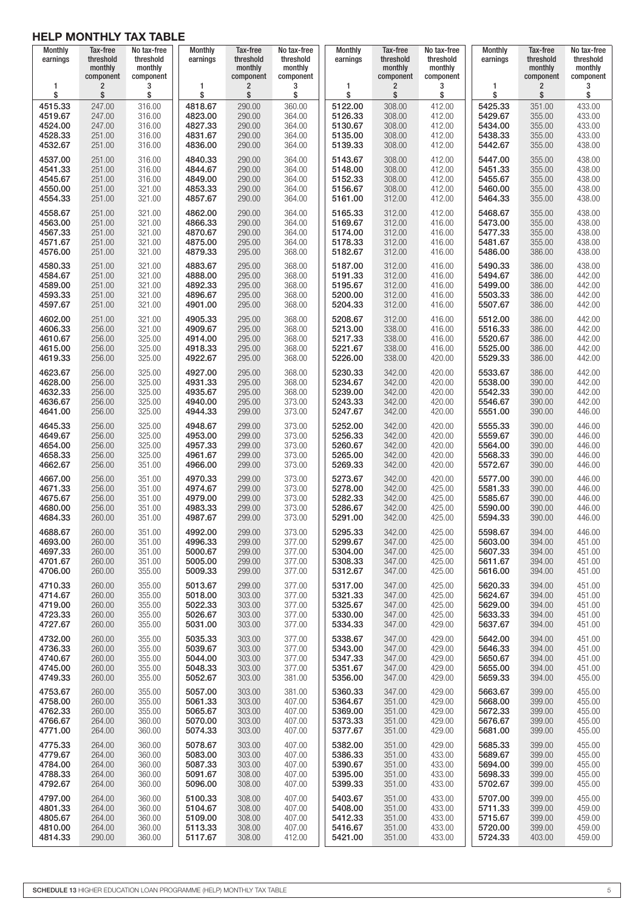## HELP MONTHLY TAX TABLE

| Monthly earnings | Tax-free threshold monthly component | No tax-free threshold monthly component | Monthly earnings | Tax-free threshold monthly component | No tax-free threshold monthly component | Monthly earnings | Tax-free threshold monthly component | No tax-free threshold monthly component | Monthly earnings | Tax-free threshold monthly component | No tax-free threshold monthly component |
|---|---|---|---|---|---|---|---|---|---|---|---|
| 1 | 2 | 3 | 1 | 2 | 3 | 1 | 2 | 3 | 1 | 2 | 3 |
| $ | $ | $ | $ | $ | $ | $ | $ | $ | $ | $ | $ |
| 4515.33 | 247.00 | 316.00 | 4818.67 | 290.00 | 360.00 | 5122.00 | 308.00 | 412.00 | 5425.33 | 351.00 | 433.00 |
| 4519.67 | 247.00 | 316.00 | 4823.00 | 290.00 | 364.00 | 5126.33 | 308.00 | 412.00 | 5429.67 | 355.00 | 433.00 |
| 4524.00 | 247.00 | 316.00 | 4827.33 | 290.00 | 364.00 | 5130.67 | 308.00 | 412.00 | 5434.00 | 355.00 | 433.00 |
| 4528.33 | 251.00 | 316.00 | 4831.67 | 290.00 | 364.00 | 5135.00 | 308.00 | 412.00 | 5438.33 | 355.00 | 433.00 |
| 4532.67 | 251.00 | 316.00 | 4836.00 | 290.00 | 364.00 | 5139.33 | 308.00 | 412.00 | 5442.67 | 355.00 | 438.00 |
| 4537.00 | 251.00 | 316.00 | 4840.33 | 290.00 | 364.00 | 5143.67 | 308.00 | 412.00 | 5447.00 | 355.00 | 438.00 |
| 4541.33 | 251.00 | 316.00 | 4844.67 | 290.00 | 364.00 | 5148.00 | 308.00 | 412.00 | 5451.33 | 355.00 | 438.00 |
| 4545.67 | 251.00 | 316.00 | 4849.00 | 290.00 | 364.00 | 5152.33 | 308.00 | 412.00 | 5455.67 | 355.00 | 438.00 |
| 4550.00 | 251.00 | 321.00 | 4853.33 | 290.00 | 364.00 | 5156.67 | 308.00 | 412.00 | 5460.00 | 355.00 | 438.00 |
| 4554.33 | 251.00 | 321.00 | 4857.67 | 290.00 | 364.00 | 5161.00 | 312.00 | 412.00 | 5464.33 | 355.00 | 438.00 |
| 4558.67 | 251.00 | 321.00 | 4862.00 | 290.00 | 364.00 | 5165.33 | 312.00 | 412.00 | 5468.67 | 355.00 | 438.00 |
| 4563.00 | 251.00 | 321.00 | 4866.33 | 290.00 | 364.00 | 5169.67 | 312.00 | 416.00 | 5473.00 | 355.00 | 438.00 |
| 4567.33 | 251.00 | 321.00 | 4870.67 | 290.00 | 364.00 | 5174.00 | 312.00 | 416.00 | 5477.33 | 355.00 | 438.00 |
| 4571.67 | 251.00 | 321.00 | 4875.00 | 295.00 | 364.00 | 5178.33 | 312.00 | 416.00 | 5481.67 | 355.00 | 438.00 |
| 4576.00 | 251.00 | 321.00 | 4879.33 | 295.00 | 368.00 | 5182.67 | 312.00 | 416.00 | 5486.00 | 386.00 | 438.00 |
| 4580.33 | 251.00 | 321.00 | 4883.67 | 295.00 | 368.00 | 5187.00 | 312.00 | 416.00 | 5490.33 | 386.00 | 438.00 |
| 4584.67 | 251.00 | 321.00 | 4888.00 | 295.00 | 368.00 | 5191.33 | 312.00 | 416.00 | 5494.67 | 386.00 | 442.00 |
| 4589.00 | 251.00 | 321.00 | 4892.33 | 295.00 | 368.00 | 5195.67 | 312.00 | 416.00 | 5499.00 | 386.00 | 442.00 |
| 4593.33 | 251.00 | 321.00 | 4896.67 | 295.00 | 368.00 | 5200.00 | 312.00 | 416.00 | 5503.33 | 386.00 | 442.00 |
| 4597.67 | 251.00 | 321.00 | 4901.00 | 295.00 | 368.00 | 5204.33 | 312.00 | 416.00 | 5507.67 | 386.00 | 442.00 |
| 4602.00 | 251.00 | 321.00 | 4905.33 | 295.00 | 368.00 | 5208.67 | 312.00 | 416.00 | 5512.00 | 386.00 | 442.00 |
| 4606.33 | 256.00 | 321.00 | 4909.67 | 295.00 | 368.00 | 5213.00 | 338.00 | 416.00 | 5516.33 | 386.00 | 442.00 |
| 4610.67 | 256.00 | 325.00 | 4914.00 | 295.00 | 368.00 | 5217.33 | 338.00 | 416.00 | 5520.67 | 386.00 | 442.00 |
| 4615.00 | 256.00 | 325.00 | 4918.33 | 295.00 | 368.00 | 5221.67 | 338.00 | 416.00 | 5525.00 | 386.00 | 442.00 |
| 4619.33 | 256.00 | 325.00 | 4922.67 | 295.00 | 368.00 | 5226.00 | 338.00 | 420.00 | 5529.33 | 386.00 | 442.00 |
| 4623.67 | 256.00 | 325.00 | 4927.00 | 295.00 | 368.00 | 5230.33 | 342.00 | 420.00 | 5533.67 | 386.00 | 442.00 |
| 4628.00 | 256.00 | 325.00 | 4931.33 | 295.00 | 368.00 | 5234.67 | 342.00 | 420.00 | 5538.00 | 390.00 | 442.00 |
| 4632.33 | 256.00 | 325.00 | 4935.67 | 295.00 | 368.00 | 5239.00 | 342.00 | 420.00 | 5542.33 | 390.00 | 442.00 |
| 4636.67 | 256.00 | 325.00 | 4940.00 | 295.00 | 373.00 | 5243.33 | 342.00 | 420.00 | 5546.67 | 390.00 | 442.00 |
| 4641.00 | 256.00 | 325.00 | 4944.33 | 299.00 | 373.00 | 5247.67 | 342.00 | 420.00 | 5551.00 | 390.00 | 446.00 |
| 4645.33 | 256.00 | 325.00 | 4948.67 | 299.00 | 373.00 | 5252.00 | 342.00 | 420.00 | 5555.33 | 390.00 | 446.00 |
| 4649.67 | 256.00 | 325.00 | 4953.00 | 299.00 | 373.00 | 5256.33 | 342.00 | 420.00 | 5559.67 | 390.00 | 446.00 |
| 4654.00 | 256.00 | 325.00 | 4957.33 | 299.00 | 373.00 | 5260.67 | 342.00 | 420.00 | 5564.00 | 390.00 | 446.00 |
| 4658.33 | 256.00 | 325.00 | 4961.67 | 299.00 | 373.00 | 5265.00 | 342.00 | 420.00 | 5568.33 | 390.00 | 446.00 |
| 4662.67 | 256.00 | 351.00 | 4966.00 | 299.00 | 373.00 | 5269.33 | 342.00 | 420.00 | 5572.67 | 390.00 | 446.00 |
| 4667.00 | 256.00 | 351.00 | 4970.33 | 299.00 | 373.00 | 5273.67 | 342.00 | 420.00 | 5577.00 | 390.00 | 446.00 |
| 4671.33 | 256.00 | 351.00 | 4974.67 | 299.00 | 373.00 | 5278.00 | 342.00 | 425.00 | 5581.33 | 390.00 | 446.00 |
| 4675.67 | 256.00 | 351.00 | 4979.00 | 299.00 | 373.00 | 5282.33 | 342.00 | 425.00 | 5585.67 | 390.00 | 446.00 |
| 4680.00 | 256.00 | 351.00 | 4983.33 | 299.00 | 373.00 | 5286.67 | 342.00 | 425.00 | 5590.00 | 390.00 | 446.00 |
| 4684.33 | 260.00 | 351.00 | 4987.67 | 299.00 | 373.00 | 5291.00 | 342.00 | 425.00 | 5594.33 | 390.00 | 446.00 |
| 4688.67 | 260.00 | 351.00 | 4992.00 | 299.00 | 373.00 | 5295.33 | 342.00 | 425.00 | 5598.67 | 394.00 | 446.00 |
| 4693.00 | 260.00 | 351.00 | 4996.33 | 299.00 | 377.00 | 5299.67 | 347.00 | 425.00 | 5603.00 | 394.00 | 451.00 |
| 4697.33 | 260.00 | 351.00 | 5000.67 | 299.00 | 377.00 | 5304.00 | 347.00 | 425.00 | 5607.33 | 394.00 | 451.00 |
| 4701.67 | 260.00 | 351.00 | 5005.00 | 299.00 | 377.00 | 5308.33 | 347.00 | 425.00 | 5611.67 | 394.00 | 451.00 |
| 4706.00 | 260.00 | 355.00 | 5009.33 | 299.00 | 377.00 | 5312.67 | 347.00 | 425.00 | 5616.00 | 394.00 | 451.00 |
| 4710.33 | 260.00 | 355.00 | 5013.67 | 299.00 | 377.00 | 5317.00 | 347.00 | 425.00 | 5620.33 | 394.00 | 451.00 |
| 4714.67 | 260.00 | 355.00 | 5018.00 | 303.00 | 377.00 | 5321.33 | 347.00 | 425.00 | 5624.67 | 394.00 | 451.00 |
| 4719.00 | 260.00 | 355.00 | 5022.33 | 303.00 | 377.00 | 5325.67 | 347.00 | 425.00 | 5629.00 | 394.00 | 451.00 |
| 4723.33 | 260.00 | 355.00 | 5026.67 | 303.00 | 377.00 | 5330.00 | 347.00 | 425.00 | 5633.33 | 394.00 | 451.00 |
| 4727.67 | 260.00 | 355.00 | 5031.00 | 303.00 | 377.00 | 5334.33 | 347.00 | 429.00 | 5637.67 | 394.00 | 451.00 |
| 4732.00 | 260.00 | 355.00 | 5035.33 | 303.00 | 377.00 | 5338.67 | 347.00 | 429.00 | 5642.00 | 394.00 | 451.00 |
| 4736.33 | 260.00 | 355.00 | 5039.67 | 303.00 | 377.00 | 5343.00 | 347.00 | 429.00 | 5646.33 | 394.00 | 451.00 |
| 4740.67 | 260.00 | 355.00 | 5044.00 | 303.00 | 377.00 | 5347.33 | 347.00 | 429.00 | 5650.67 | 394.00 | 451.00 |
| 4745.00 | 260.00 | 355.00 | 5048.33 | 303.00 | 377.00 | 5351.67 | 347.00 | 429.00 | 5655.00 | 394.00 | 451.00 |
| 4749.33 | 260.00 | 355.00 | 5052.67 | 303.00 | 381.00 | 5356.00 | 347.00 | 429.00 | 5659.33 | 394.00 | 455.00 |
| 4753.67 | 260.00 | 355.00 | 5057.00 | 303.00 | 381.00 | 5360.33 | 347.00 | 429.00 | 5663.67 | 399.00 | 455.00 |
| 4758.00 | 260.00 | 355.00 | 5061.33 | 303.00 | 407.00 | 5364.67 | 351.00 | 429.00 | 5668.00 | 399.00 | 455.00 |
| 4762.33 | 260.00 | 355.00 | 5065.67 | 303.00 | 407.00 | 5369.00 | 351.00 | 429.00 | 5672.33 | 399.00 | 455.00 |
| 4766.67 | 264.00 | 360.00 | 5070.00 | 303.00 | 407.00 | 5373.33 | 351.00 | 429.00 | 5676.67 | 399.00 | 455.00 |
| 4771.00 | 264.00 | 360.00 | 5074.33 | 303.00 | 407.00 | 5377.67 | 351.00 | 429.00 | 5681.00 | 399.00 | 455.00 |
| 4775.33 | 264.00 | 360.00 | 5078.67 | 303.00 | 407.00 | 5382.00 | 351.00 | 429.00 | 5685.33 | 399.00 | 455.00 |
| 4779.67 | 264.00 | 360.00 | 5083.00 | 303.00 | 407.00 | 5386.33 | 351.00 | 433.00 | 5689.67 | 399.00 | 455.00 |
| 4784.00 | 264.00 | 360.00 | 5087.33 | 303.00 | 407.00 | 5390.67 | 351.00 | 433.00 | 5694.00 | 399.00 | 455.00 |
| 4788.33 | 264.00 | 360.00 | 5091.67 | 308.00 | 407.00 | 5395.00 | 351.00 | 433.00 | 5698.33 | 399.00 | 455.00 |
| 4792.67 | 264.00 | 360.00 | 5096.00 | 308.00 | 407.00 | 5399.33 | 351.00 | 433.00 | 5702.67 | 399.00 | 455.00 |
| 4797.00 | 264.00 | 360.00 | 5100.33 | 308.00 | 407.00 | 5403.67 | 351.00 | 433.00 | 5707.00 | 399.00 | 455.00 |
| 4801.33 | 264.00 | 360.00 | 5104.67 | 308.00 | 407.00 | 5408.00 | 351.00 | 433.00 | 5711.33 | 399.00 | 459.00 |
| 4805.67 | 264.00 | 360.00 | 5109.00 | 308.00 | 407.00 | 5412.33 | 351.00 | 433.00 | 5715.67 | 399.00 | 459.00 |
| 4810.00 | 264.00 | 360.00 | 5113.33 | 308.00 | 407.00 | 5416.67 | 351.00 | 433.00 | 5720.00 | 399.00 | 459.00 |
| 4814.33 | 290.00 | 360.00 | 5117.67 | 308.00 | 412.00 | 5421.00 | 351.00 | 433.00 | 5724.33 | 403.00 | 459.00 |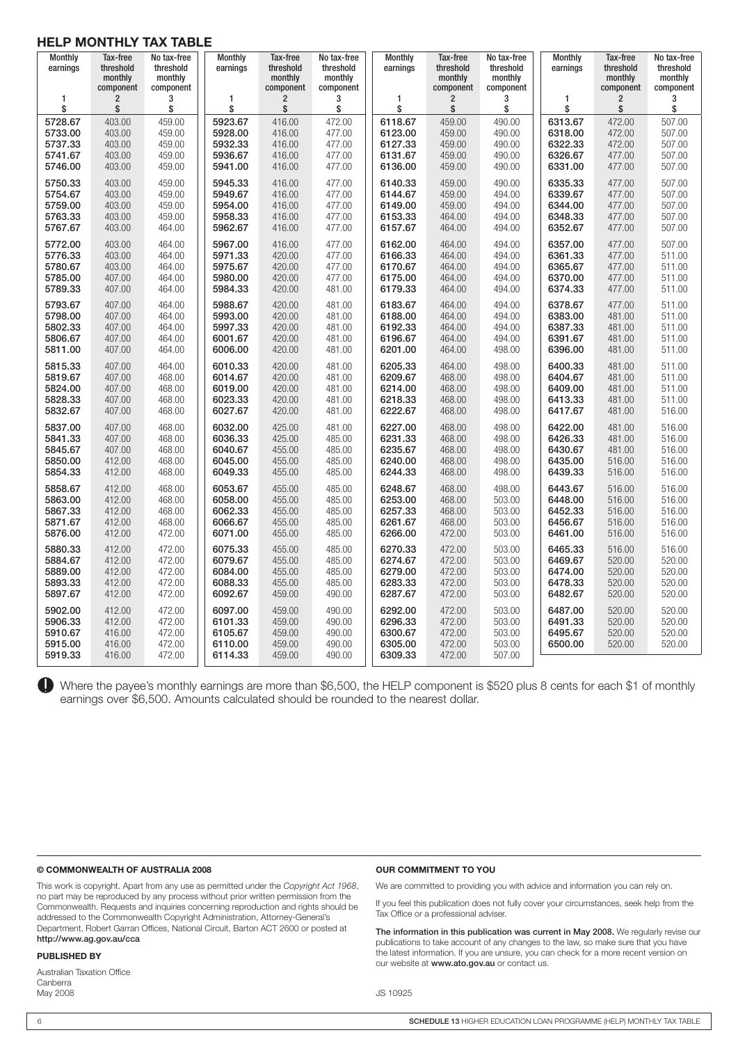## HELP MONTHLY TAX TABLE

| Monthly earnings<br>1<br>$ | Tax-free threshold monthly component<br>2<br>$ | No tax-free threshold monthly component<br>3<br>$ | Monthly earnings<br>1<br>$ | Tax-free threshold monthly component<br>2<br>$ | No tax-free threshold monthly component<br>3<br>$ | Monthly earnings<br>1<br>$ | Tax-free threshold monthly component<br>2<br>$ | No tax-free threshold monthly component<br>3<br>$ | Monthly earnings<br>1<br>$ | Tax-free threshold monthly component<br>2<br>$ | No tax-free threshold monthly component<br>3<br>$ |
|---|---|---|---|---|---|---|---|---|---|---|---|
| 5728.67 | 403.00 | 459.00 | 5923.67 | 416.00 | 472.00 | 6118.67 | 459.00 | 490.00 | 6313.67 | 472.00 | 507.00 |
| 5733.00 | 403.00 | 459.00 | 5928.00 | 416.00 | 477.00 | 6123.00 | 459.00 | 490.00 | 6318.00 | 472.00 | 507.00 |
| 5737.33 | 403.00 | 459.00 | 5932.33 | 416.00 | 477.00 | 6127.33 | 459.00 | 490.00 | 6322.33 | 472.00 | 507.00 |
| 5741.67 | 403.00 | 459.00 | 5936.67 | 416.00 | 477.00 | 6131.67 | 459.00 | 490.00 | 6326.67 | 477.00 | 507.00 |
| 5746.00 | 403.00 | 459.00 | 5941.00 | 416.00 | 477.00 | 6136.00 | 459.00 | 490.00 | 6331.00 | 477.00 | 507.00 |
| 5750.33 | 403.00 | 459.00 | 5945.33 | 416.00 | 477.00 | 6140.33 | 459.00 | 490.00 | 6335.33 | 477.00 | 507.00 |
| 5754.67 | 403.00 | 459.00 | 5949.67 | 416.00 | 477.00 | 6144.67 | 459.00 | 494.00 | 6339.67 | 477.00 | 507.00 |
| 5759.00 | 403.00 | 459.00 | 5954.00 | 416.00 | 477.00 | 6149.00 | 459.00 | 494.00 | 6344.00 | 477.00 | 507.00 |
| 5763.33 | 403.00 | 459.00 | 5958.33 | 416.00 | 477.00 | 6153.33 | 464.00 | 494.00 | 6348.33 | 477.00 | 507.00 |
| 5767.67 | 403.00 | 464.00 | 5962.67 | 416.00 | 477.00 | 6157.67 | 464.00 | 494.00 | 6352.67 | 477.00 | 507.00 |
| 5772.00 | 403.00 | 464.00 | 5967.00 | 416.00 | 477.00 | 6162.00 | 464.00 | 494.00 | 6357.00 | 477.00 | 507.00 |
| 5776.33 | 403.00 | 464.00 | 5971.33 | 420.00 | 477.00 | 6166.33 | 464.00 | 494.00 | 6361.33 | 477.00 | 511.00 |
| 5780.67 | 403.00 | 464.00 | 5975.67 | 420.00 | 477.00 | 6170.67 | 464.00 | 494.00 | 6365.67 | 477.00 | 511.00 |
| 5785.00 | 407.00 | 464.00 | 5980.00 | 420.00 | 477.00 | 6175.00 | 464.00 | 494.00 | 6370.00 | 477.00 | 511.00 |
| 5789.33 | 407.00 | 464.00 | 5984.33 | 420.00 | 481.00 | 6179.33 | 464.00 | 494.00 | 6374.33 | 477.00 | 511.00 |
| 5793.67 | 407.00 | 464.00 | 5988.67 | 420.00 | 481.00 | 6183.67 | 464.00 | 494.00 | 6378.67 | 477.00 | 511.00 |
| 5798.00 | 407.00 | 464.00 | 5993.00 | 420.00 | 481.00 | 6188.00 | 464.00 | 494.00 | 6383.00 | 481.00 | 511.00 |
| 5802.33 | 407.00 | 464.00 | 5997.33 | 420.00 | 481.00 | 6192.33 | 464.00 | 494.00 | 6387.33 | 481.00 | 511.00 |
| 5806.67 | 407.00 | 464.00 | 6001.67 | 420.00 | 481.00 | 6196.67 | 464.00 | 494.00 | 6391.67 | 481.00 | 511.00 |
| 5811.00 | 407.00 | 464.00 | 6006.00 | 420.00 | 481.00 | 6201.00 | 464.00 | 498.00 | 6396.00 | 481.00 | 511.00 |
| 5815.33 | 407.00 | 464.00 | 6010.33 | 420.00 | 481.00 | 6205.33 | 464.00 | 498.00 | 6400.33 | 481.00 | 511.00 |
| 5819.67 | 407.00 | 468.00 | 6014.67 | 420.00 | 481.00 | 6209.67 | 468.00 | 498.00 | 6404.67 | 481.00 | 511.00 |
| 5824.00 | 407.00 | 468.00 | 6019.00 | 420.00 | 481.00 | 6214.00 | 468.00 | 498.00 | 6409.00 | 481.00 | 511.00 |
| 5828.33 | 407.00 | 468.00 | 6023.33 | 420.00 | 481.00 | 6218.33 | 468.00 | 498.00 | 6413.33 | 481.00 | 511.00 |
| 5832.67 | 407.00 | 468.00 | 6027.67 | 420.00 | 481.00 | 6222.67 | 468.00 | 498.00 | 6417.67 | 481.00 | 516.00 |
| 5837.00 | 407.00 | 468.00 | 6032.00 | 425.00 | 481.00 | 6227.00 | 468.00 | 498.00 | 6422.00 | 481.00 | 516.00 |
| 5841.33 | 407.00 | 468.00 | 6036.33 | 425.00 | 485.00 | 6231.33 | 468.00 | 498.00 | 6426.33 | 481.00 | 516.00 |
| 5845.67 | 407.00 | 468.00 | 6040.67 | 455.00 | 485.00 | 6235.67 | 468.00 | 498.00 | 6430.67 | 481.00 | 516.00 |
| 5850.00 | 412.00 | 468.00 | 6045.00 | 455.00 | 485.00 | 6240.00 | 468.00 | 498.00 | 6435.00 | 516.00 | 516.00 |
| 5854.33 | 412.00 | 468.00 | 6049.33 | 455.00 | 485.00 | 6244.33 | 468.00 | 498.00 | 6439.33 | 516.00 | 516.00 |
| 5858.67 | 412.00 | 468.00 | 6053.67 | 455.00 | 485.00 | 6248.67 | 468.00 | 498.00 | 6443.67 | 516.00 | 516.00 |
| 5863.00 | 412.00 | 468.00 | 6058.00 | 455.00 | 485.00 | 6253.00 | 468.00 | 503.00 | 6448.00 | 516.00 | 516.00 |
| 5867.33 | 412.00 | 468.00 | 6062.33 | 455.00 | 485.00 | 6257.33 | 468.00 | 503.00 | 6452.33 | 516.00 | 516.00 |
| 5871.67 | 412.00 | 468.00 | 6066.67 | 455.00 | 485.00 | 6261.67 | 468.00 | 503.00 | 6456.67 | 516.00 | 516.00 |
| 5876.00 | 412.00 | 472.00 | 6071.00 | 455.00 | 485.00 | 6266.00 | 472.00 | 503.00 | 6461.00 | 516.00 | 516.00 |
| 5880.33 | 412.00 | 472.00 | 6075.33 | 455.00 | 485.00 | 6270.33 | 472.00 | 503.00 | 6465.33 | 516.00 | 516.00 |
| 5884.67 | 412.00 | 472.00 | 6079.67 | 455.00 | 485.00 | 6274.67 | 472.00 | 503.00 | 6469.67 | 520.00 | 520.00 |
| 5889.00 | 412.00 | 472.00 | 6084.00 | 455.00 | 485.00 | 6279.00 | 472.00 | 503.00 | 6474.00 | 520.00 | 520.00 |
| 5893.33 | 412.00 | 472.00 | 6088.33 | 455.00 | 485.00 | 6283.33 | 472.00 | 503.00 | 6478.33 | 520.00 | 520.00 |
| 5897.67 | 412.00 | 472.00 | 6092.67 | 459.00 | 490.00 | 6287.67 | 472.00 | 503.00 | 6482.67 | 520.00 | 520.00 |
| 5902.00 | 412.00 | 472.00 | 6097.00 | 459.00 | 490.00 | 6292.00 | 472.00 | 503.00 | 6487.00 | 520.00 | 520.00 |
| 5906.33 | 412.00 | 472.00 | 6101.33 | 459.00 | 490.00 | 6296.33 | 472.00 | 503.00 | 6491.33 | 520.00 | 520.00 |
| 5910.67 | 416.00 | 472.00 | 6105.67 | 459.00 | 490.00 | 6300.67 | 472.00 | 503.00 | 6495.67 | 520.00 | 520.00 |
| 5915.00 | 416.00 | 472.00 | 6110.00 | 459.00 | 490.00 | 6305.00 | 472.00 | 503.00 | 6500.00 | 520.00 | 520.00 |
| 5919.33 | 416.00 | 472.00 | 6114.33 | 459.00 | 490.00 | 6309.33 | 472.00 | 507.00 | | | |

Where the payee's monthly earnings are more than $6,500, the HELP component is $520 plus 8 cents for each $1 of monthly earnings over $6,500. Amounts calculated should be rounded to the nearest dollar.

**© COMMONWEALTH OF AUSTRALIA 2008**

This work is copyright. Apart from any use as permitted under the *Copyright Act 1968*, no part may be reproduced by any process without prior written permission from the Commonwealth. Requests and inquiries concerning reproduction and rights should be addressed to the Commonwealth Copyright Administration, Attorney-General's Department, Robert Garran Offices, National Circuit, Barton ACT 2600 or posted at **http://www.ag.gov.au/cca**

**PUBLISHED BY**

Australian Taxation Office
Canberra
May 2008

**OUR COMMITMENT TO YOU**

We are committed to providing you with advice and information you can rely on.

If you feel this publication does not fully cover your circumstances, seek help from the Tax Office or a professional adviser.

**The information in this publication was current in May 2008.** We regularly revise our publications to take account of any changes to the law, so make sure that you have the latest information. If you are unsure, you can check for a more recent version on our website at **www.ato.gov.au** or contact us.

JS 10925